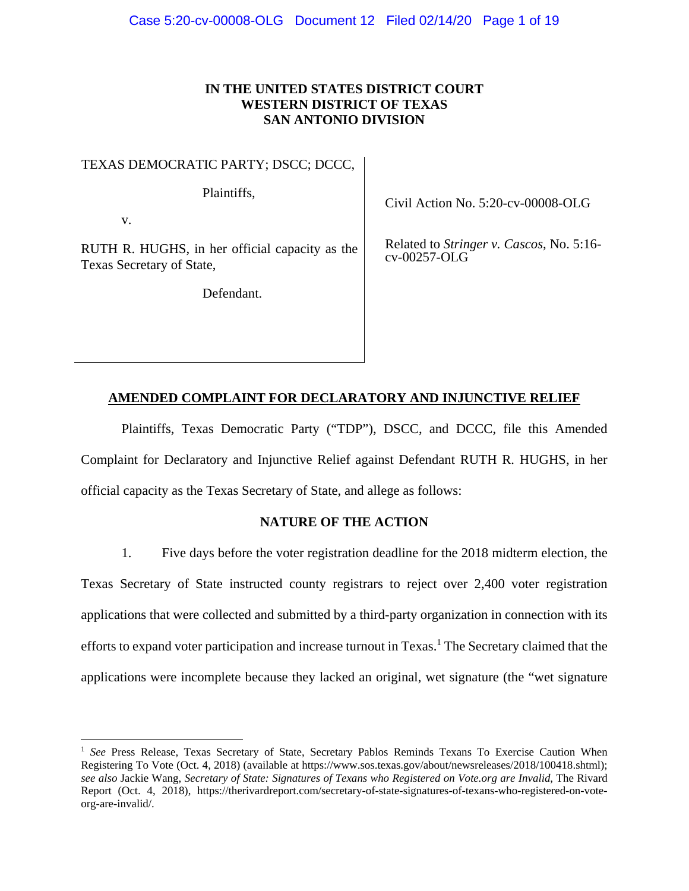**IN THE UNITED STATES DISTRICT COURT**
**WESTERN DISTRICT OF TEXAS**
**SAN ANTONIO DIVISION**

TEXAS DEMOCRATIC PARTY; DSCC; DCCC,

Plaintiffs,

v.

RUTH R. HUGHS, in her official capacity as the Texas Secretary of State,

Defendant.

Civil Action No. 5:20-cv-00008-OLG

Related to *Stringer v. Cascos*, No. 5:16-cv-00257-OLG

## AMENDED COMPLAINT FOR DECLARATORY AND INJUNCTIVE RELIEF

Plaintiffs, Texas Democratic Party ("TDP"), DSCC, and DCCC, file this Amended Complaint for Declaratory and Injunctive Relief against Defendant RUTH R. HUGHS, in her official capacity as the Texas Secretary of State, and allege as follows:

### NATURE OF THE ACTION

1. Five days before the voter registration deadline for the 2018 midterm election, the Texas Secretary of State instructed county registrars to reject over 2,400 voter registration applications that were collected and submitted by a third-party organization in connection with its efforts to expand voter participation and increase turnout in Texas.[1] The Secretary claimed that the applications were incomplete because they lacked an original, wet signature (the "wet signature

[1] *See* Press Release, Texas Secretary of State, Secretary Pablos Reminds Texans To Exercise Caution When Registering To Vote (Oct. 4, 2018) (available at https://www.sos.texas.gov/about/newsreleases/2018/100418.shtml); *see also* Jackie Wang, *Secretary of State: Signatures of Texans who Registered on Vote.org are Invalid*, The Rivard Report (Oct. 4, 2018), https://therivardreport.com/secretary-of-state-signatures-of-texans-who-registered-on-vote-org-are-invalid/.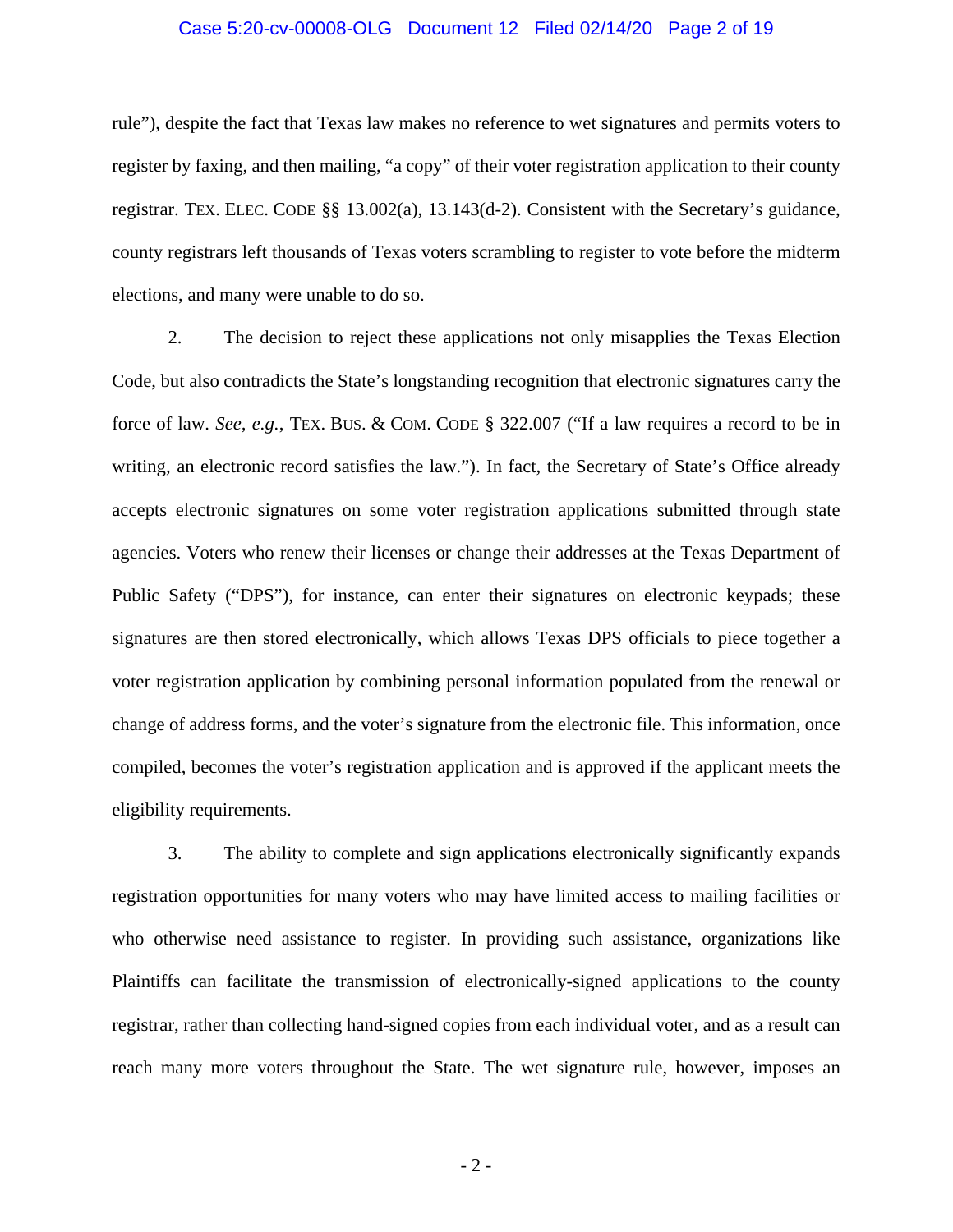rule"), despite the fact that Texas law makes no reference to wet signatures and permits voters to register by faxing, and then mailing, "a copy" of their voter registration application to their county registrar. TEX. ELEC. CODE §§ 13.002(a), 13.143(d-2). Consistent with the Secretary's guidance, county registrars left thousands of Texas voters scrambling to register to vote before the midterm elections, and many were unable to do so.

2. The decision to reject these applications not only misapplies the Texas Election Code, but also contradicts the State's longstanding recognition that electronic signatures carry the force of law. *See, e.g.*, TEX. BUS. & COM. CODE § 322.007 ("If a law requires a record to be in writing, an electronic record satisfies the law."). In fact, the Secretary of State's Office already accepts electronic signatures on some voter registration applications submitted through state agencies. Voters who renew their licenses or change their addresses at the Texas Department of Public Safety ("DPS"), for instance, can enter their signatures on electronic keypads; these signatures are then stored electronically, which allows Texas DPS officials to piece together a voter registration application by combining personal information populated from the renewal or change of address forms, and the voter's signature from the electronic file. This information, once compiled, becomes the voter's registration application and is approved if the applicant meets the eligibility requirements.

3. The ability to complete and sign applications electronically significantly expands registration opportunities for many voters who may have limited access to mailing facilities or who otherwise need assistance to register. In providing such assistance, organizations like Plaintiffs can facilitate the transmission of electronically-signed applications to the county registrar, rather than collecting hand-signed copies from each individual voter, and as a result can reach many more voters throughout the State. The wet signature rule, however, imposes an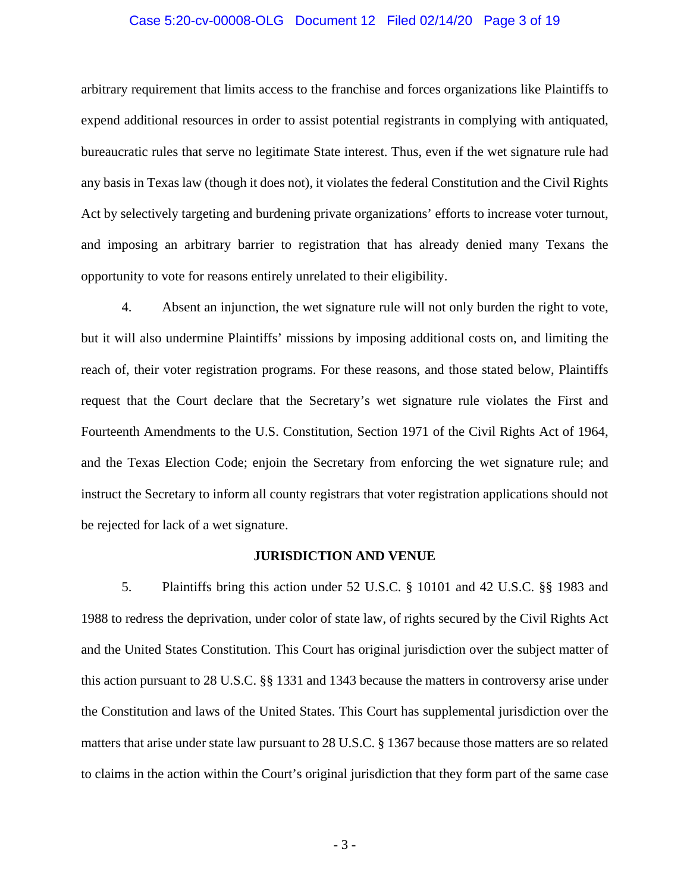arbitrary requirement that limits access to the franchise and forces organizations like Plaintiffs to expend additional resources in order to assist potential registrants in complying with antiquated, bureaucratic rules that serve no legitimate State interest. Thus, even if the wet signature rule had any basis in Texas law (though it does not), it violates the federal Constitution and the Civil Rights Act by selectively targeting and burdening private organizations' efforts to increase voter turnout, and imposing an arbitrary barrier to registration that has already denied many Texans the opportunity to vote for reasons entirely unrelated to their eligibility.

4. Absent an injunction, the wet signature rule will not only burden the right to vote, but it will also undermine Plaintiffs' missions by imposing additional costs on, and limiting the reach of, their voter registration programs. For these reasons, and those stated below, Plaintiffs request that the Court declare that the Secretary's wet signature rule violates the First and Fourteenth Amendments to the U.S. Constitution, Section 1971 of the Civil Rights Act of 1964, and the Texas Election Code; enjoin the Secretary from enforcing the wet signature rule; and instruct the Secretary to inform all county registrars that voter registration applications should not be rejected for lack of a wet signature.

**JURISDICTION AND VENUE**

5. Plaintiffs bring this action under 52 U.S.C. § 10101 and 42 U.S.C. §§ 1983 and 1988 to redress the deprivation, under color of state law, of rights secured by the Civil Rights Act and the United States Constitution. This Court has original jurisdiction over the subject matter of this action pursuant to 28 U.S.C. §§ 1331 and 1343 because the matters in controversy arise under the Constitution and laws of the United States. This Court has supplemental jurisdiction over the matters that arise under state law pursuant to 28 U.S.C. § 1367 because those matters are so related to claims in the action within the Court's original jurisdiction that they form part of the same case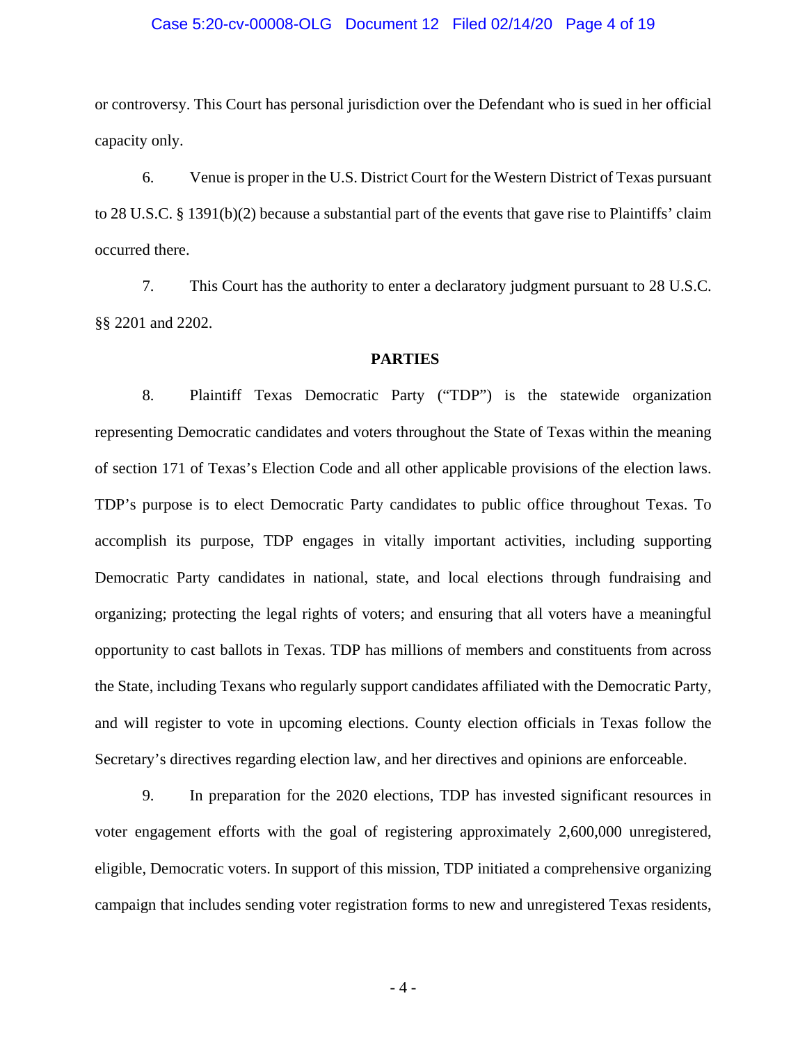or controversy. This Court has personal jurisdiction over the Defendant who is sued in her official capacity only.

6. Venue is proper in the U.S. District Court for the Western District of Texas pursuant to 28 U.S.C. § 1391(b)(2) because a substantial part of the events that gave rise to Plaintiffs' claim occurred there.

7. This Court has the authority to enter a declaratory judgment pursuant to 28 U.S.C. §§ 2201 and 2202.

**PARTIES**

8. Plaintiff Texas Democratic Party ("TDP") is the statewide organization representing Democratic candidates and voters throughout the State of Texas within the meaning of section 171 of Texas's Election Code and all other applicable provisions of the election laws. TDP's purpose is to elect Democratic Party candidates to public office throughout Texas. To accomplish its purpose, TDP engages in vitally important activities, including supporting Democratic Party candidates in national, state, and local elections through fundraising and organizing; protecting the legal rights of voters; and ensuring that all voters have a meaningful opportunity to cast ballots in Texas. TDP has millions of members and constituents from across the State, including Texans who regularly support candidates affiliated with the Democratic Party, and will register to vote in upcoming elections. County election officials in Texas follow the Secretary's directives regarding election law, and her directives and opinions are enforceable.

9. In preparation for the 2020 elections, TDP has invested significant resources in voter engagement efforts with the goal of registering approximately 2,600,000 unregistered, eligible, Democratic voters. In support of this mission, TDP initiated a comprehensive organizing campaign that includes sending voter registration forms to new and unregistered Texas residents,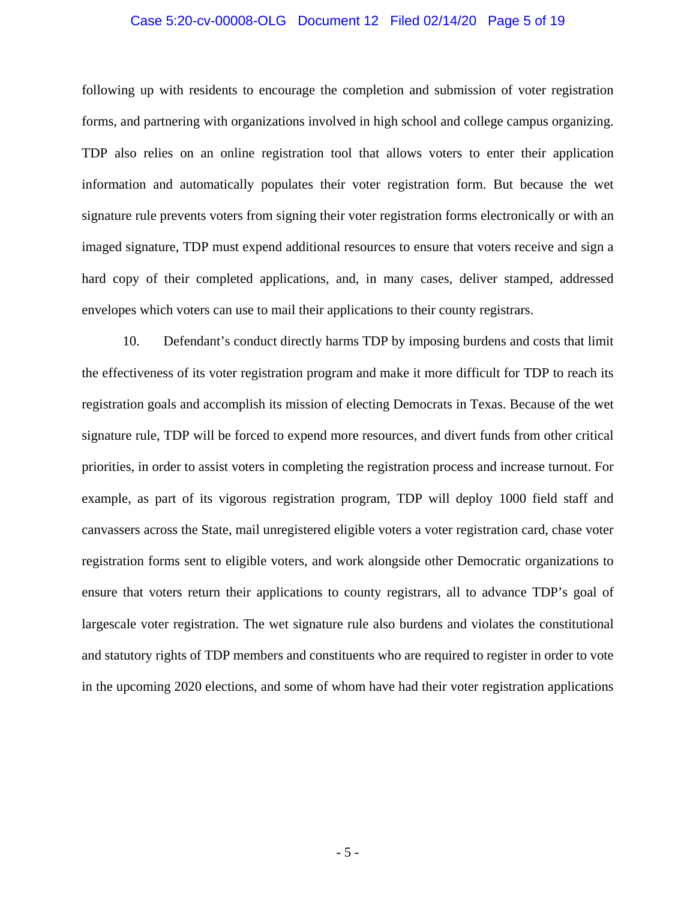following up with residents to encourage the completion and submission of voter registration forms, and partnering with organizations involved in high school and college campus organizing. TDP also relies on an online registration tool that allows voters to enter their application information and automatically populates their voter registration form. But because the wet signature rule prevents voters from signing their voter registration forms electronically or with an imaged signature, TDP must expend additional resources to ensure that voters receive and sign a hard copy of their completed applications, and, in many cases, deliver stamped, addressed envelopes which voters can use to mail their applications to their county registrars.

10. Defendant's conduct directly harms TDP by imposing burdens and costs that limit the effectiveness of its voter registration program and make it more difficult for TDP to reach its registration goals and accomplish its mission of electing Democrats in Texas. Because of the wet signature rule, TDP will be forced to expend more resources, and divert funds from other critical priorities, in order to assist voters in completing the registration process and increase turnout. For example, as part of its vigorous registration program, TDP will deploy 1000 field staff and canvassers across the State, mail unregistered eligible voters a voter registration card, chase voter registration forms sent to eligible voters, and work alongside other Democratic organizations to ensure that voters return their applications to county registrars, all to advance TDP's goal of largescale voter registration. The wet signature rule also burdens and violates the constitutional and statutory rights of TDP members and constituents who are required to register in order to vote in the upcoming 2020 elections, and some of whom have had their voter registration applications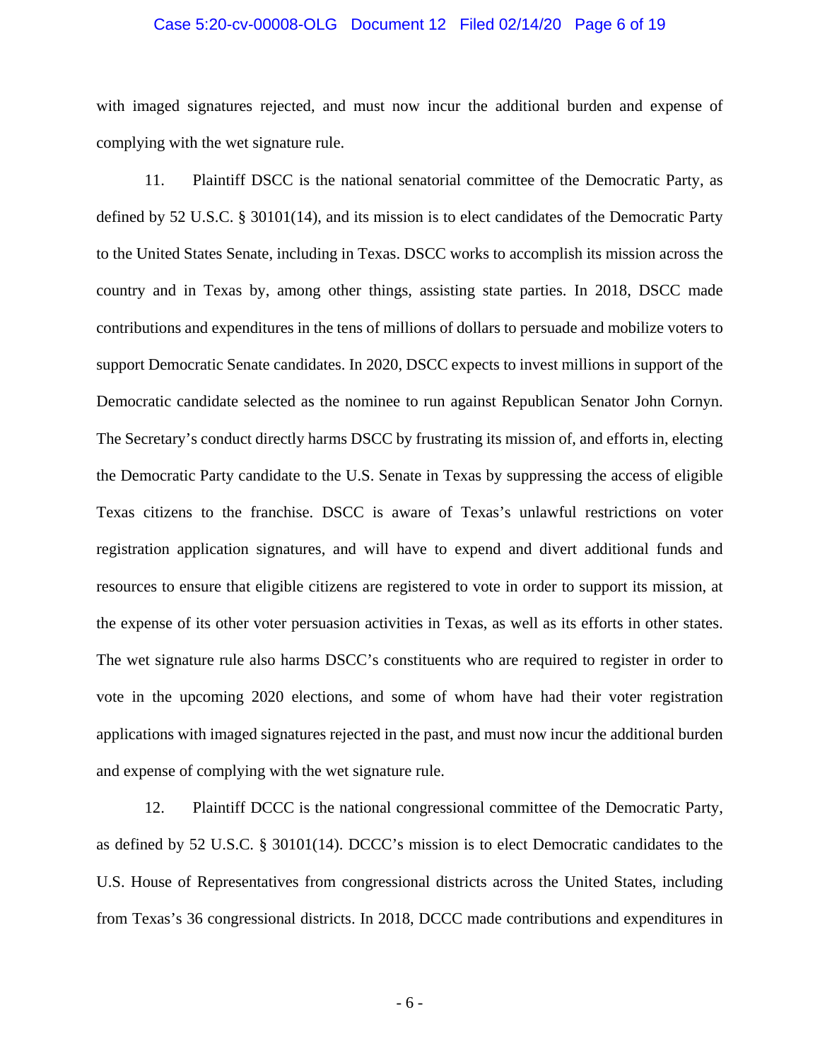with imaged signatures rejected, and must now incur the additional burden and expense of complying with the wet signature rule.

11. Plaintiff DSCC is the national senatorial committee of the Democratic Party, as defined by 52 U.S.C. § 30101(14), and its mission is to elect candidates of the Democratic Party to the United States Senate, including in Texas. DSCC works to accomplish its mission across the country and in Texas by, among other things, assisting state parties. In 2018, DSCC made contributions and expenditures in the tens of millions of dollars to persuade and mobilize voters to support Democratic Senate candidates. In 2020, DSCC expects to invest millions in support of the Democratic candidate selected as the nominee to run against Republican Senator John Cornyn. The Secretary's conduct directly harms DSCC by frustrating its mission of, and efforts in, electing the Democratic Party candidate to the U.S. Senate in Texas by suppressing the access of eligible Texas citizens to the franchise. DSCC is aware of Texas's unlawful restrictions on voter registration application signatures, and will have to expend and divert additional funds and resources to ensure that eligible citizens are registered to vote in order to support its mission, at the expense of its other voter persuasion activities in Texas, as well as its efforts in other states. The wet signature rule also harms DSCC's constituents who are required to register in order to vote in the upcoming 2020 elections, and some of whom have had their voter registration applications with imaged signatures rejected in the past, and must now incur the additional burden and expense of complying with the wet signature rule.

12. Plaintiff DCCC is the national congressional committee of the Democratic Party, as defined by 52 U.S.C. § 30101(14). DCCC's mission is to elect Democratic candidates to the U.S. House of Representatives from congressional districts across the United States, including from Texas's 36 congressional districts. In 2018, DCCC made contributions and expenditures in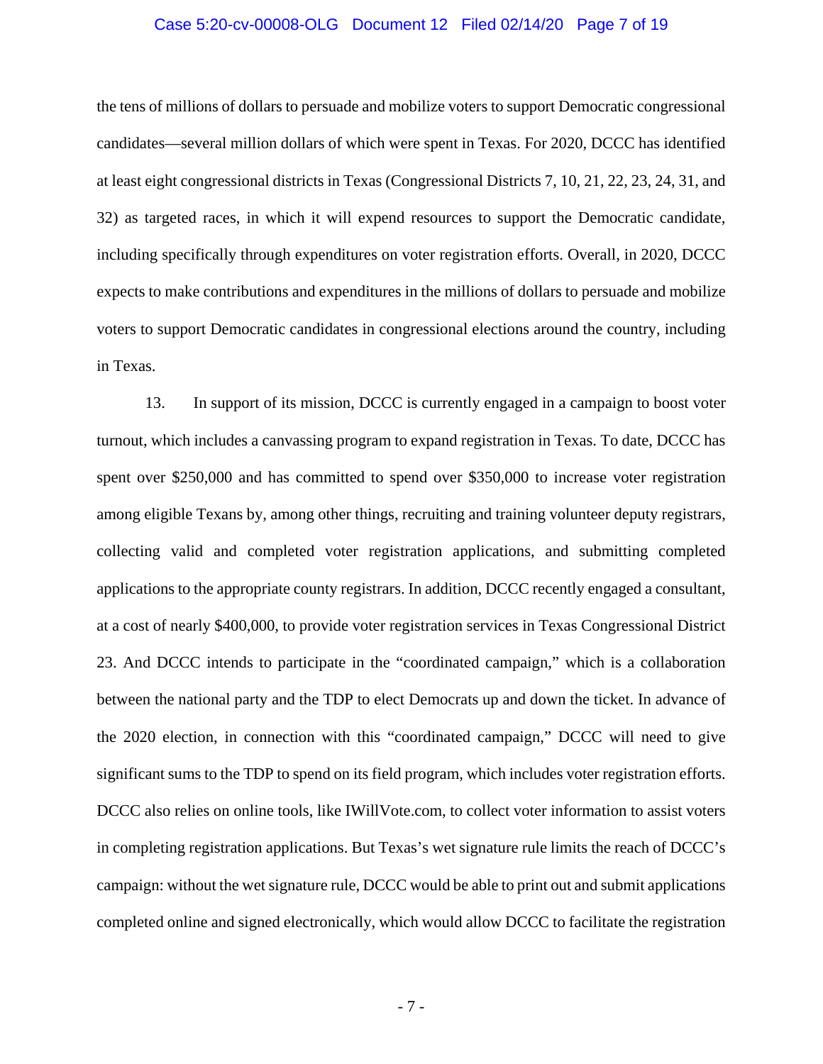the tens of millions of dollars to persuade and mobilize voters to support Democratic congressional candidates—several million dollars of which were spent in Texas. For 2020, DCCC has identified at least eight congressional districts in Texas (Congressional Districts 7, 10, 21, 22, 23, 24, 31, and 32) as targeted races, in which it will expend resources to support the Democratic candidate, including specifically through expenditures on voter registration efforts. Overall, in 2020, DCCC expects to make contributions and expenditures in the millions of dollars to persuade and mobilize voters to support Democratic candidates in congressional elections around the country, including in Texas.

13. In support of its mission, DCCC is currently engaged in a campaign to boost voter turnout, which includes a canvassing program to expand registration in Texas. To date, DCCC has spent over $250,000 and has committed to spend over $350,000 to increase voter registration among eligible Texans by, among other things, recruiting and training volunteer deputy registrars, collecting valid and completed voter registration applications, and submitting completed applications to the appropriate county registrars. In addition, DCCC recently engaged a consultant, at a cost of nearly $400,000, to provide voter registration services in Texas Congressional District 23. And DCCC intends to participate in the "coordinated campaign," which is a collaboration between the national party and the TDP to elect Democrats up and down the ticket. In advance of the 2020 election, in connection with this "coordinated campaign," DCCC will need to give significant sums to the TDP to spend on its field program, which includes voter registration efforts. DCCC also relies on online tools, like IWillVote.com, to collect voter information to assist voters in completing registration applications. But Texas's wet signature rule limits the reach of DCCC's campaign: without the wet signature rule, DCCC would be able to print out and submit applications completed online and signed electronically, which would allow DCCC to facilitate the registration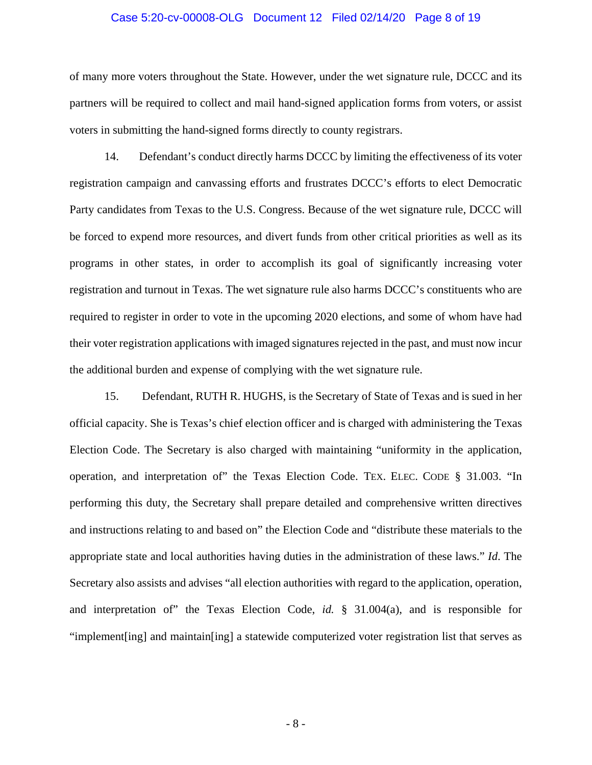of many more voters throughout the State. However, under the wet signature rule, DCCC and its partners will be required to collect and mail hand-signed application forms from voters, or assist voters in submitting the hand-signed forms directly to county registrars.

14. Defendant's conduct directly harms DCCC by limiting the effectiveness of its voter registration campaign and canvassing efforts and frustrates DCCC's efforts to elect Democratic Party candidates from Texas to the U.S. Congress. Because of the wet signature rule, DCCC will be forced to expend more resources, and divert funds from other critical priorities as well as its programs in other states, in order to accomplish its goal of significantly increasing voter registration and turnout in Texas. The wet signature rule also harms DCCC's constituents who are required to register in order to vote in the upcoming 2020 elections, and some of whom have had their voter registration applications with imaged signatures rejected in the past, and must now incur the additional burden and expense of complying with the wet signature rule.

15. Defendant, RUTH R. HUGHS, is the Secretary of State of Texas and is sued in her official capacity. She is Texas's chief election officer and is charged with administering the Texas Election Code. The Secretary is also charged with maintaining "uniformity in the application, operation, and interpretation of" the Texas Election Code. TEX. ELEC. CODE § 31.003. "In performing this duty, the Secretary shall prepare detailed and comprehensive written directives and instructions relating to and based on" the Election Code and "distribute these materials to the appropriate state and local authorities having duties in the administration of these laws." *Id*. The Secretary also assists and advises "all election authorities with regard to the application, operation, and interpretation of" the Texas Election Code, *id.* § 31.004(a), and is responsible for "implement[ing] and maintain[ing] a statewide computerized voter registration list that serves as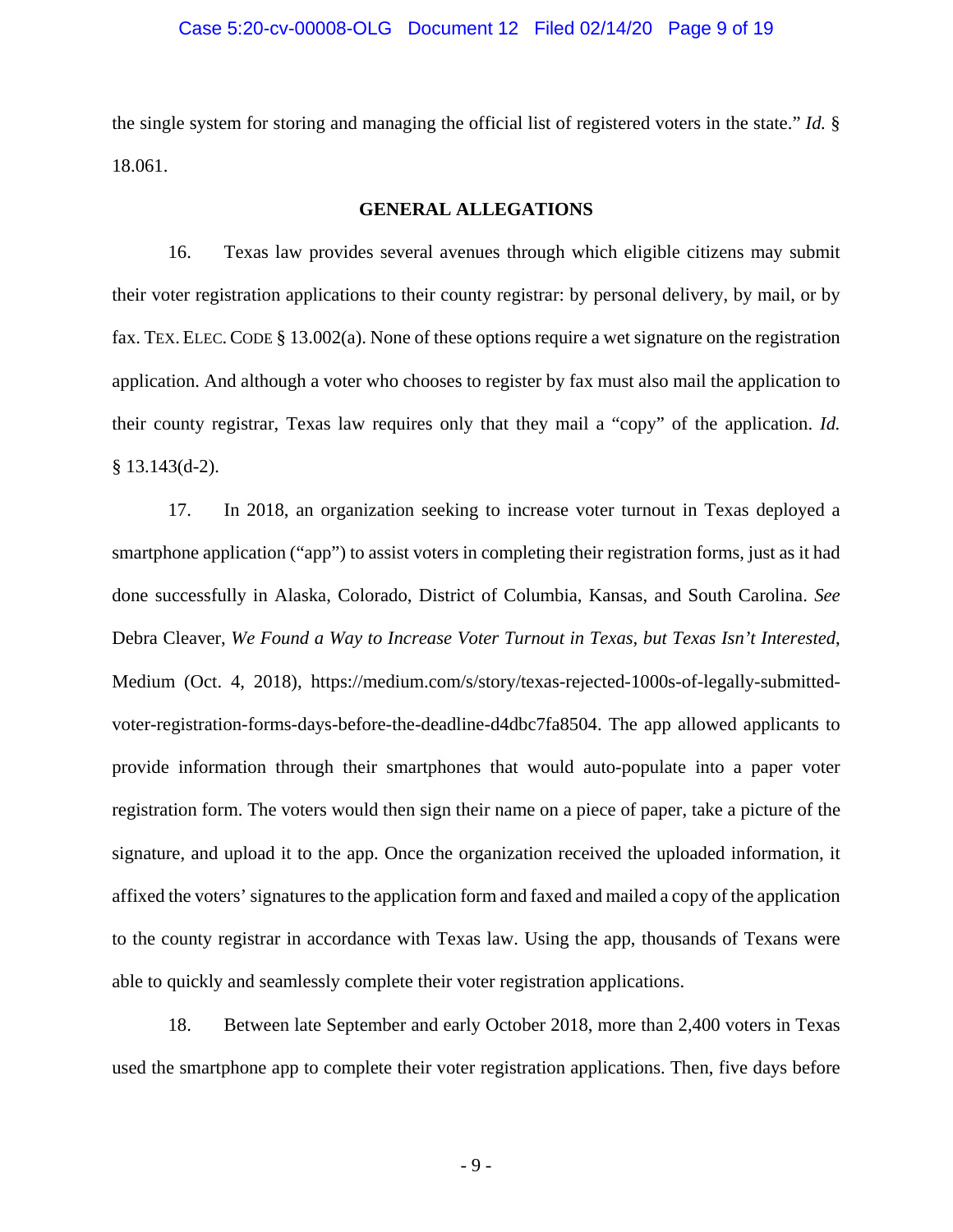the single system for storing and managing the official list of registered voters in the state." *Id.* § 18.061.

## GENERAL ALLEGATIONS

16. Texas law provides several avenues through which eligible citizens may submit their voter registration applications to their county registrar: by personal delivery, by mail, or by fax. TEX. ELEC. CODE § 13.002(a). None of these options require a wet signature on the registration application. And although a voter who chooses to register by fax must also mail the application to their county registrar, Texas law requires only that they mail a "copy" of the application. *Id.* § 13.143(d-2).

17. In 2018, an organization seeking to increase voter turnout in Texas deployed a smartphone application ("app") to assist voters in completing their registration forms, just as it had done successfully in Alaska, Colorado, District of Columbia, Kansas, and South Carolina. *See* Debra Cleaver, *We Found a Way to Increase Voter Turnout in Texas, but Texas Isn't Interested*, Medium (Oct. 4, 2018), https://medium.com/s/story/texas-rejected-1000s-of-legally-submitted-voter-registration-forms-days-before-the-deadline-d4dbc7fa8504. The app allowed applicants to provide information through their smartphones that would auto-populate into a paper voter registration form. The voters would then sign their name on a piece of paper, take a picture of the signature, and upload it to the app. Once the organization received the uploaded information, it affixed the voters' signatures to the application form and faxed and mailed a copy of the application to the county registrar in accordance with Texas law. Using the app, thousands of Texans were able to quickly and seamlessly complete their voter registration applications.

18. Between late September and early October 2018, more than 2,400 voters in Texas used the smartphone app to complete their voter registration applications. Then, five days before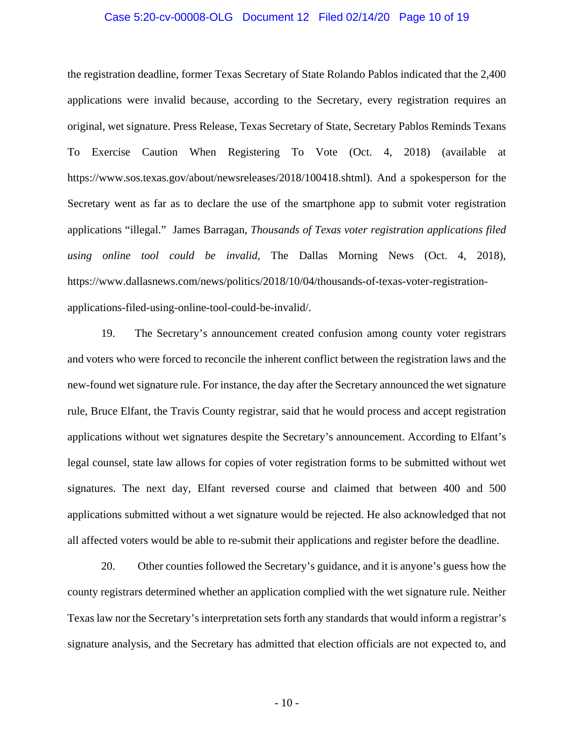the registration deadline, former Texas Secretary of State Rolando Pablos indicated that the 2,400 applications were invalid because, according to the Secretary, every registration requires an original, wet signature. Press Release, Texas Secretary of State, Secretary Pablos Reminds Texans To Exercise Caution When Registering To Vote (Oct. 4, 2018) (available at https://www.sos.texas.gov/about/newsreleases/2018/100418.shtml). And a spokesperson for the Secretary went as far as to declare the use of the smartphone app to submit voter registration applications "illegal." James Barragan, *Thousands of Texas voter registration applications filed using online tool could be invalid*, The Dallas Morning News (Oct. 4, 2018), https://www.dallasnews.com/news/politics/2018/10/04/thousands-of-texas-voter-registration-applications-filed-using-online-tool-could-be-invalid/.

19. The Secretary's announcement created confusion among county voter registrars and voters who were forced to reconcile the inherent conflict between the registration laws and the new-found wet signature rule. For instance, the day after the Secretary announced the wet signature rule, Bruce Elfant, the Travis County registrar, said that he would process and accept registration applications without wet signatures despite the Secretary's announcement. According to Elfant's legal counsel, state law allows for copies of voter registration forms to be submitted without wet signatures. The next day, Elfant reversed course and claimed that between 400 and 500 applications submitted without a wet signature would be rejected. He also acknowledged that not all affected voters would be able to re-submit their applications and register before the deadline.

20. Other counties followed the Secretary's guidance, and it is anyone's guess how the county registrars determined whether an application complied with the wet signature rule. Neither Texas law nor the Secretary's interpretation sets forth any standards that would inform a registrar's signature analysis, and the Secretary has admitted that election officials are not expected to, and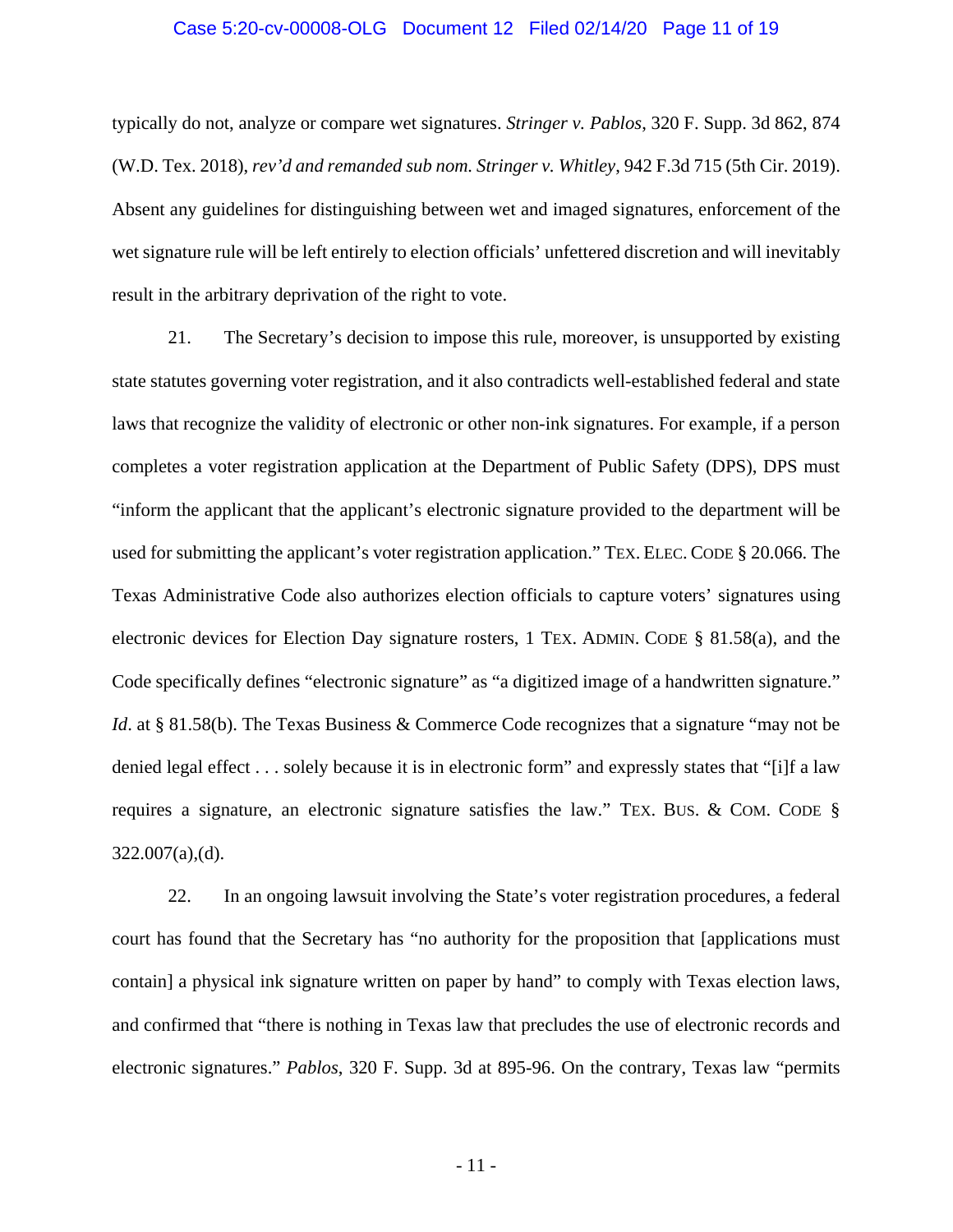typically do not, analyze or compare wet signatures. *Stringer v. Pablos*, 320 F. Supp. 3d 862, 874 (W.D. Tex. 2018), *rev'd and remanded sub nom. Stringer v. Whitley*, 942 F.3d 715 (5th Cir. 2019). Absent any guidelines for distinguishing between wet and imaged signatures, enforcement of the wet signature rule will be left entirely to election officials' unfettered discretion and will inevitably result in the arbitrary deprivation of the right to vote.

21. The Secretary's decision to impose this rule, moreover, is unsupported by existing state statutes governing voter registration, and it also contradicts well-established federal and state laws that recognize the validity of electronic or other non-ink signatures. For example, if a person completes a voter registration application at the Department of Public Safety (DPS), DPS must "inform the applicant that the applicant's electronic signature provided to the department will be used for submitting the applicant's voter registration application." TEX. ELEC. CODE § 20.066. The Texas Administrative Code also authorizes election officials to capture voters' signatures using electronic devices for Election Day signature rosters, 1 TEX. ADMIN. CODE § 81.58(a), and the Code specifically defines "electronic signature" as "a digitized image of a handwritten signature." *Id*. at § 81.58(b). The Texas Business & Commerce Code recognizes that a signature "may not be denied legal effect . . . solely because it is in electronic form" and expressly states that "[i]f a law requires a signature, an electronic signature satisfies the law." TEX. BUS. & COM. CODE § 322.007(a),(d).

22. In an ongoing lawsuit involving the State's voter registration procedures, a federal court has found that the Secretary has "no authority for the proposition that [applications must contain] a physical ink signature written on paper by hand" to comply with Texas election laws, and confirmed that "there is nothing in Texas law that precludes the use of electronic records and electronic signatures." *Pablos*, 320 F. Supp. 3d at 895-96. On the contrary, Texas law "permits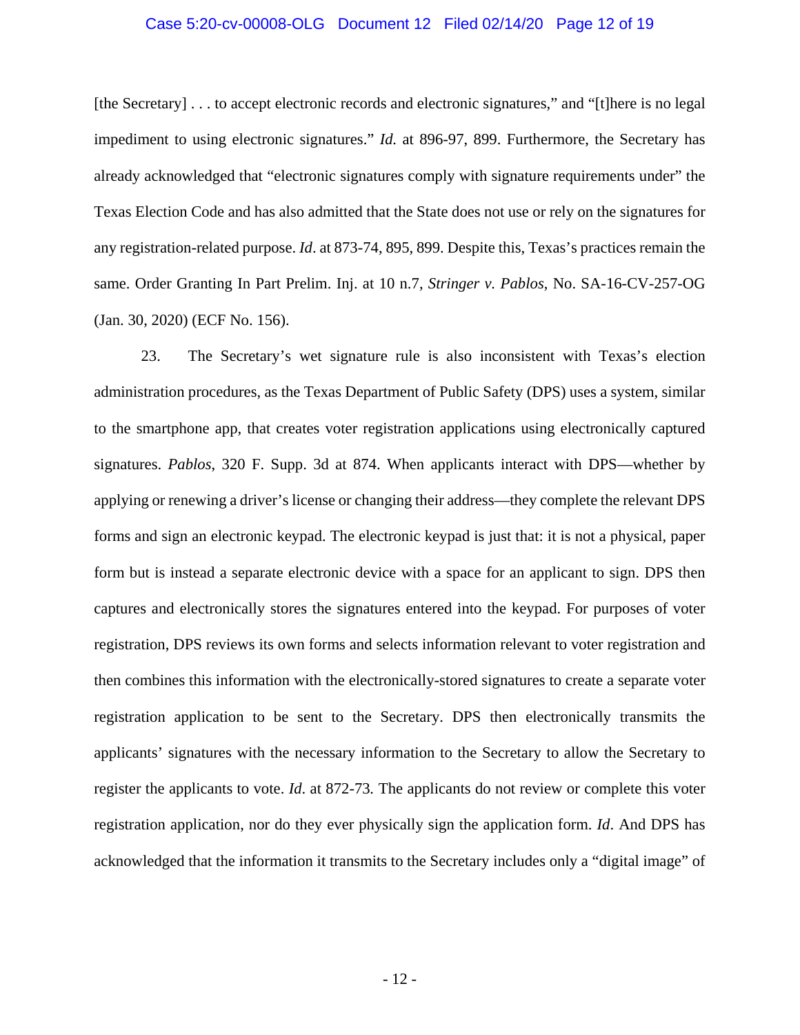[the Secretary] . . . to accept electronic records and electronic signatures," and "[t]here is no legal impediment to using electronic signatures." *Id.* at 896-97, 899. Furthermore, the Secretary has already acknowledged that "electronic signatures comply with signature requirements under" the Texas Election Code and has also admitted that the State does not use or rely on the signatures for any registration-related purpose. *Id*. at 873-74, 895, 899. Despite this, Texas's practices remain the same. Order Granting In Part Prelim. Inj. at 10 n.7, *Stringer v. Pablos*, No. SA-16-CV-257-OG (Jan. 30, 2020) (ECF No. 156).

23. The Secretary's wet signature rule is also inconsistent with Texas's election administration procedures, as the Texas Department of Public Safety (DPS) uses a system, similar to the smartphone app, that creates voter registration applications using electronically captured signatures. *Pablos*, 320 F. Supp. 3d at 874. When applicants interact with DPS—whether by applying or renewing a driver's license or changing their address—they complete the relevant DPS forms and sign an electronic keypad. The electronic keypad is just that: it is not a physical, paper form but is instead a separate electronic device with a space for an applicant to sign. DPS then captures and electronically stores the signatures entered into the keypad. For purposes of voter registration, DPS reviews its own forms and selects information relevant to voter registration and then combines this information with the electronically-stored signatures to create a separate voter registration application to be sent to the Secretary. DPS then electronically transmits the applicants' signatures with the necessary information to the Secretary to allow the Secretary to register the applicants to vote. *Id.* at 872-73. The applicants do not review or complete this voter registration application, nor do they ever physically sign the application form. *Id*. And DPS has acknowledged that the information it transmits to the Secretary includes only a "digital image" of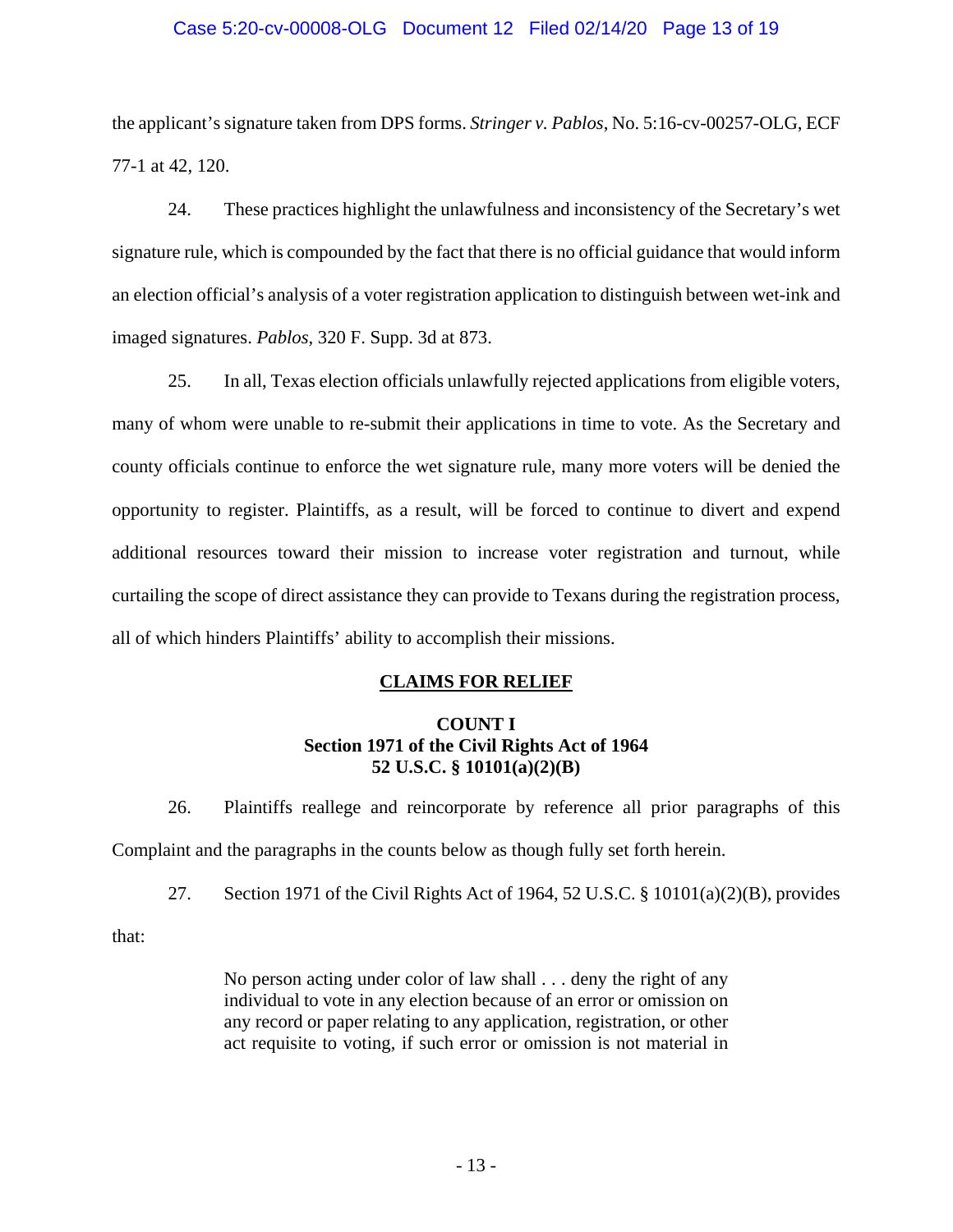the applicant's signature taken from DPS forms. *Stringer v. Pablos*, No. 5:16-cv-00257-OLG, ECF 77-1 at 42, 120.

24. These practices highlight the unlawfulness and inconsistency of the Secretary's wet signature rule, which is compounded by the fact that there is no official guidance that would inform an election official's analysis of a voter registration application to distinguish between wet-ink and imaged signatures. *Pablos*, 320 F. Supp. 3d at 873.

25. In all, Texas election officials unlawfully rejected applications from eligible voters, many of whom were unable to re-submit their applications in time to vote. As the Secretary and county officials continue to enforce the wet signature rule, many more voters will be denied the opportunity to register. Plaintiffs, as a result, will be forced to continue to divert and expend additional resources toward their mission to increase voter registration and turnout, while curtailing the scope of direct assistance they can provide to Texans during the registration process, all of which hinders Plaintiffs' ability to accomplish their missions.

## CLAIMS FOR RELIEF

### COUNT I
### Section 1971 of the Civil Rights Act of 1964
### 52 U.S.C. § 10101(a)(2)(B)

26. Plaintiffs reallege and reincorporate by reference all prior paragraphs of this Complaint and the paragraphs in the counts below as though fully set forth herein.

27. Section 1971 of the Civil Rights Act of 1964, 52 U.S.C. § 10101(a)(2)(B), provides that:

> No person acting under color of law shall . . . deny the right of any individual to vote in any election because of an error or omission on any record or paper relating to any application, registration, or other act requisite to voting, if such error or omission is not material in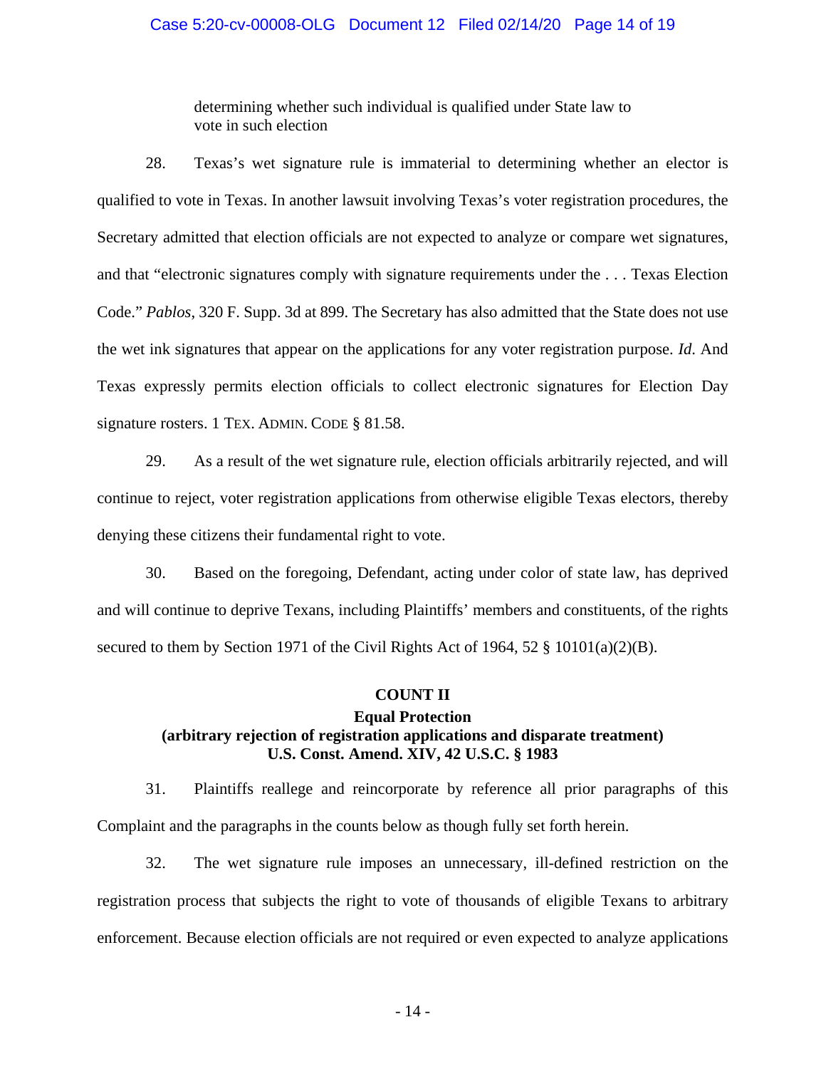> determining whether such individual is qualified under State law to vote in such election

28. Texas's wet signature rule is immaterial to determining whether an elector is qualified to vote in Texas. In another lawsuit involving Texas's voter registration procedures, the Secretary admitted that election officials are not expected to analyze or compare wet signatures, and that "electronic signatures comply with signature requirements under the . . . Texas Election Code." *Pablos*, 320 F. Supp. 3d at 899. The Secretary has also admitted that the State does not use the wet ink signatures that appear on the applications for any voter registration purpose. *Id*. And Texas expressly permits election officials to collect electronic signatures for Election Day signature rosters. 1 TEX. ADMIN. CODE § 81.58.

29. As a result of the wet signature rule, election officials arbitrarily rejected, and will continue to reject, voter registration applications from otherwise eligible Texas electors, thereby denying these citizens their fundamental right to vote.

30. Based on the foregoing, Defendant, acting under color of state law, has deprived and will continue to deprive Texans, including Plaintiffs' members and constituents, of the rights secured to them by Section 1971 of the Civil Rights Act of 1964, 52 § 10101(a)(2)(B).

## COUNT II
### Equal Protection
### (arbitrary rejection of registration applications and disparate treatment)
### U.S. Const. Amend. XIV, 42 U.S.C. § 1983

31. Plaintiffs reallege and reincorporate by reference all prior paragraphs of this Complaint and the paragraphs in the counts below as though fully set forth herein.

32. The wet signature rule imposes an unnecessary, ill-defined restriction on the registration process that subjects the right to vote of thousands of eligible Texans to arbitrary enforcement. Because election officials are not required or even expected to analyze applications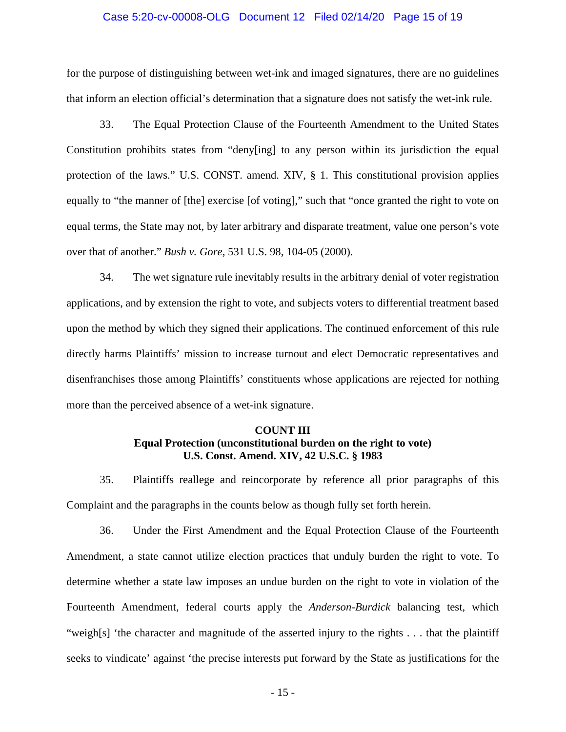for the purpose of distinguishing between wet-ink and imaged signatures, there are no guidelines that inform an election official's determination that a signature does not satisfy the wet-ink rule.

33. The Equal Protection Clause of the Fourteenth Amendment to the United States Constitution prohibits states from "deny[ing] to any person within its jurisdiction the equal protection of the laws." U.S. CONST. amend. XIV, § 1. This constitutional provision applies equally to "the manner of [the] exercise [of voting]," such that "once granted the right to vote on equal terms, the State may not, by later arbitrary and disparate treatment, value one person's vote over that of another." *Bush v. Gore*, 531 U.S. 98, 104-05 (2000).

34. The wet signature rule inevitably results in the arbitrary denial of voter registration applications, and by extension the right to vote, and subjects voters to differential treatment based upon the method by which they signed their applications. The continued enforcement of this rule directly harms Plaintiffs' mission to increase turnout and elect Democratic representatives and disenfranchises those among Plaintiffs' constituents whose applications are rejected for nothing more than the perceived absence of a wet-ink signature.

**COUNT III**
**Equal Protection (unconstitutional burden on the right to vote)**
**U.S. Const. Amend. XIV, 42 U.S.C. § 1983**

35. Plaintiffs reallege and reincorporate by reference all prior paragraphs of this Complaint and the paragraphs in the counts below as though fully set forth herein.

36. Under the First Amendment and the Equal Protection Clause of the Fourteenth Amendment, a state cannot utilize election practices that unduly burden the right to vote. To determine whether a state law imposes an undue burden on the right to vote in violation of the Fourteenth Amendment, federal courts apply the *Anderson-Burdick* balancing test, which "weigh[s] 'the character and magnitude of the asserted injury to the rights . . . that the plaintiff seeks to vindicate' against 'the precise interests put forward by the State as justifications for the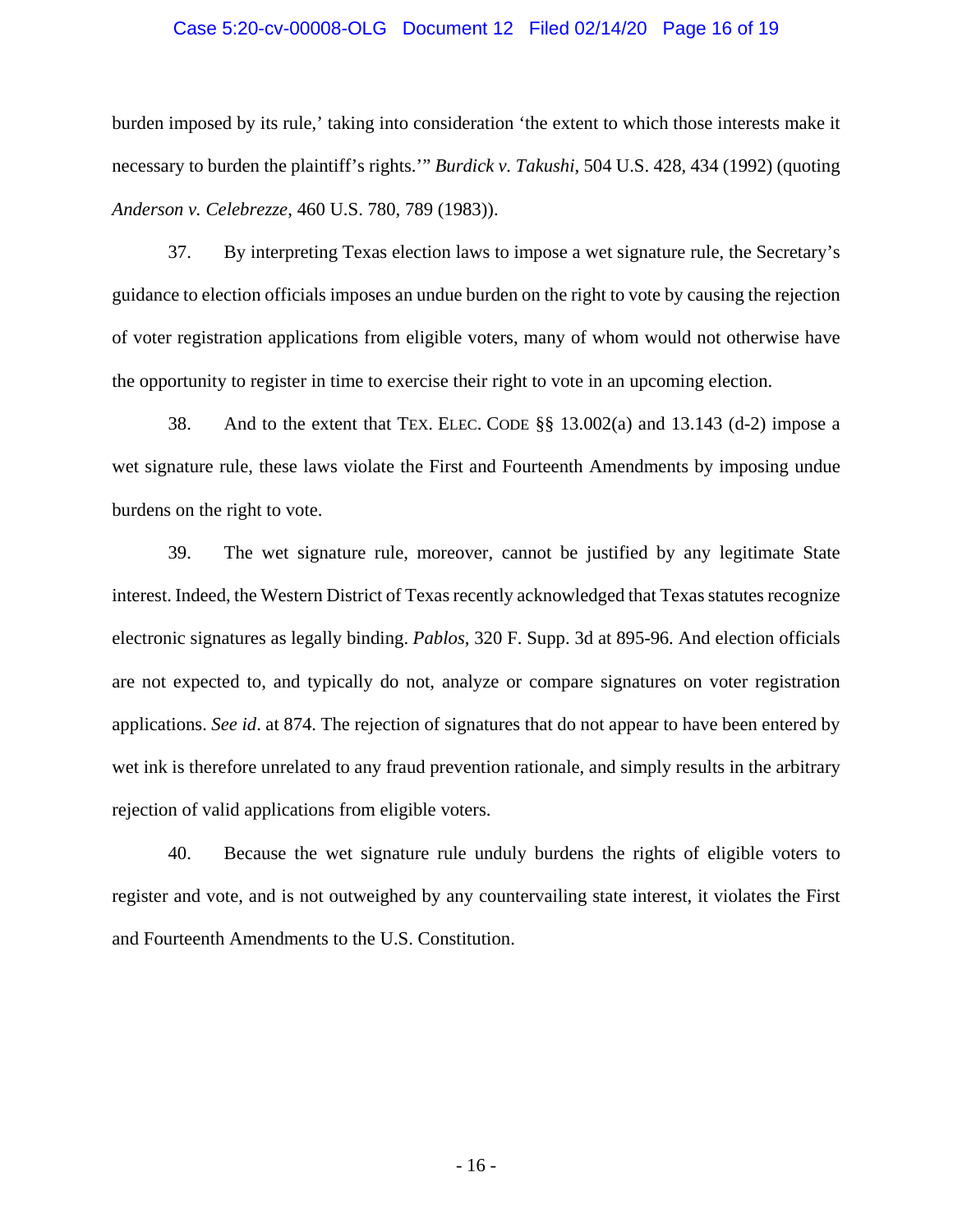burden imposed by its rule,' taking into consideration 'the extent to which those interests make it necessary to burden the plaintiff's rights.'" *Burdick v. Takushi*, 504 U.S. 428, 434 (1992) (quoting *Anderson v. Celebrezze*, 460 U.S. 780, 789 (1983)).

37. By interpreting Texas election laws to impose a wet signature rule, the Secretary's guidance to election officials imposes an undue burden on the right to vote by causing the rejection of voter registration applications from eligible voters, many of whom would not otherwise have the opportunity to register in time to exercise their right to vote in an upcoming election.

38. And to the extent that TEX. ELEC. CODE §§ 13.002(a) and 13.143 (d-2) impose a wet signature rule, these laws violate the First and Fourteenth Amendments by imposing undue burdens on the right to vote.

39. The wet signature rule, moreover, cannot be justified by any legitimate State interest. Indeed, the Western District of Texas recently acknowledged that Texas statutes recognize electronic signatures as legally binding. *Pablos*, 320 F. Supp. 3d at 895-96. And election officials are not expected to, and typically do not, analyze or compare signatures on voter registration applications. *See id*. at 874. The rejection of signatures that do not appear to have been entered by wet ink is therefore unrelated to any fraud prevention rationale, and simply results in the arbitrary rejection of valid applications from eligible voters.

40. Because the wet signature rule unduly burdens the rights of eligible voters to register and vote, and is not outweighed by any countervailing state interest, it violates the First and Fourteenth Amendments to the U.S. Constitution.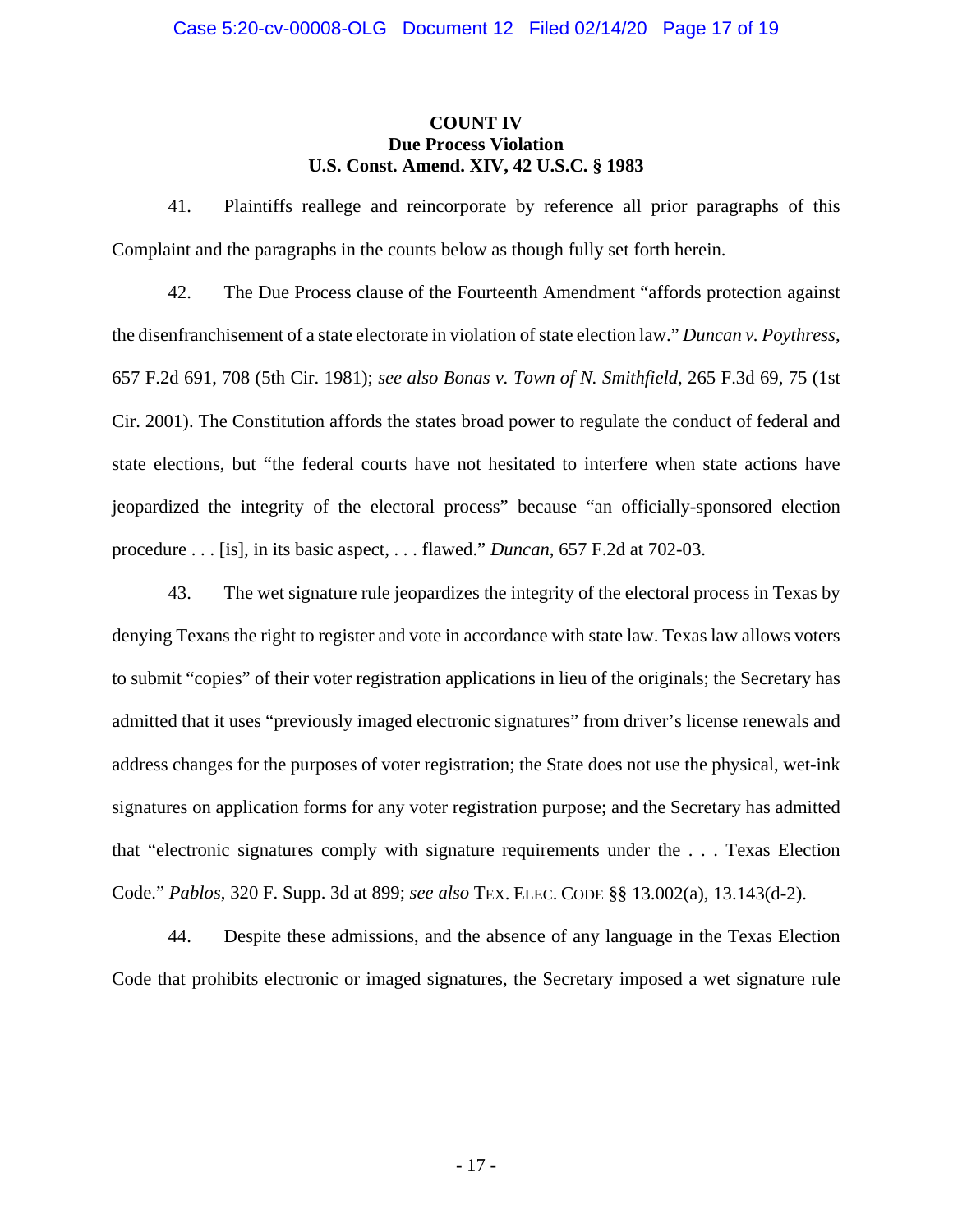**COUNT IV**
**Due Process Violation**
**U.S. Const. Amend. XIV, 42 U.S.C. § 1983**

41. Plaintiffs reallege and reincorporate by reference all prior paragraphs of this Complaint and the paragraphs in the counts below as though fully set forth herein.

42. The Due Process clause of the Fourteenth Amendment "affords protection against the disenfranchisement of a state electorate in violation of state election law." *Duncan v. Poythress*, 657 F.2d 691, 708 (5th Cir. 1981); *see also Bonas v. Town of N. Smithfield*, 265 F.3d 69, 75 (1st Cir. 2001). The Constitution affords the states broad power to regulate the conduct of federal and state elections, but "the federal courts have not hesitated to interfere when state actions have jeopardized the integrity of the electoral process" because "an officially-sponsored election procedure . . . [is], in its basic aspect, . . . flawed." *Duncan*, 657 F.2d at 702-03.

43. The wet signature rule jeopardizes the integrity of the electoral process in Texas by denying Texans the right to register and vote in accordance with state law. Texas law allows voters to submit "copies" of their voter registration applications in lieu of the originals; the Secretary has admitted that it uses "previously imaged electronic signatures" from driver's license renewals and address changes for the purposes of voter registration; the State does not use the physical, wet-ink signatures on application forms for any voter registration purpose; and the Secretary has admitted that "electronic signatures comply with signature requirements under the . . . Texas Election Code." *Pablos*, 320 F. Supp. 3d at 899; *see also* TEX. ELEC. CODE §§ 13.002(a), 13.143(d-2).

44. Despite these admissions, and the absence of any language in the Texas Election Code that prohibits electronic or imaged signatures, the Secretary imposed a wet signature rule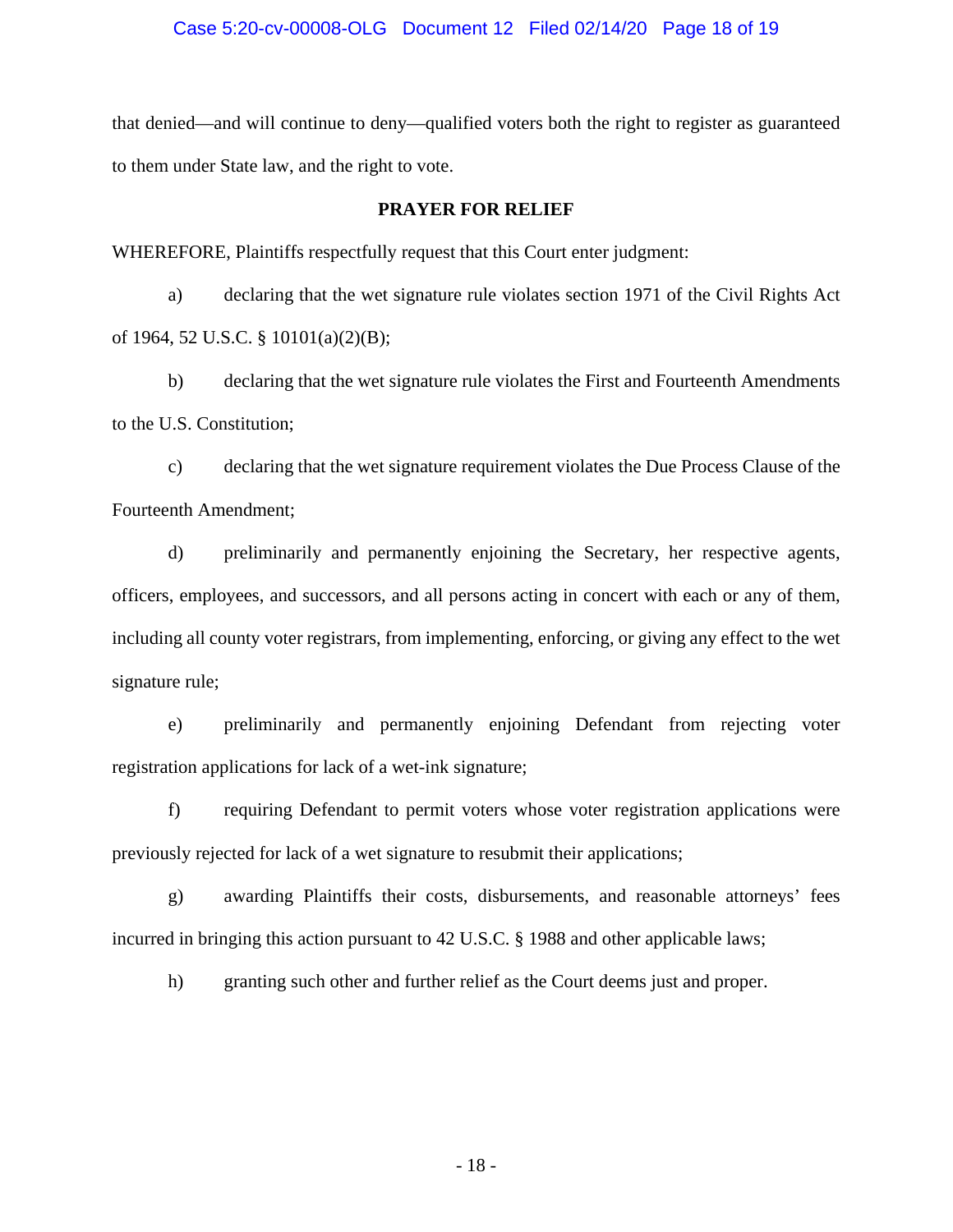that denied—and will continue to deny—qualified voters both the right to register as guaranteed to them under State law, and the right to vote.

**PRAYER FOR RELIEF**

WHEREFORE, Plaintiffs respectfully request that this Court enter judgment:

a) declaring that the wet signature rule violates section 1971 of the Civil Rights Act of 1964, 52 U.S.C. § 10101(a)(2)(B);

b) declaring that the wet signature rule violates the First and Fourteenth Amendments to the U.S. Constitution;

c) declaring that the wet signature requirement violates the Due Process Clause of the Fourteenth Amendment;

d) preliminarily and permanently enjoining the Secretary, her respective agents, officers, employees, and successors, and all persons acting in concert with each or any of them, including all county voter registrars, from implementing, enforcing, or giving any effect to the wet signature rule;

e) preliminarily and permanently enjoining Defendant from rejecting voter registration applications for lack of a wet-ink signature;

f) requiring Defendant to permit voters whose voter registration applications were previously rejected for lack of a wet signature to resubmit their applications;

g) awarding Plaintiffs their costs, disbursements, and reasonable attorneys' fees incurred in bringing this action pursuant to 42 U.S.C. § 1988 and other applicable laws;

h) granting such other and further relief as the Court deems just and proper.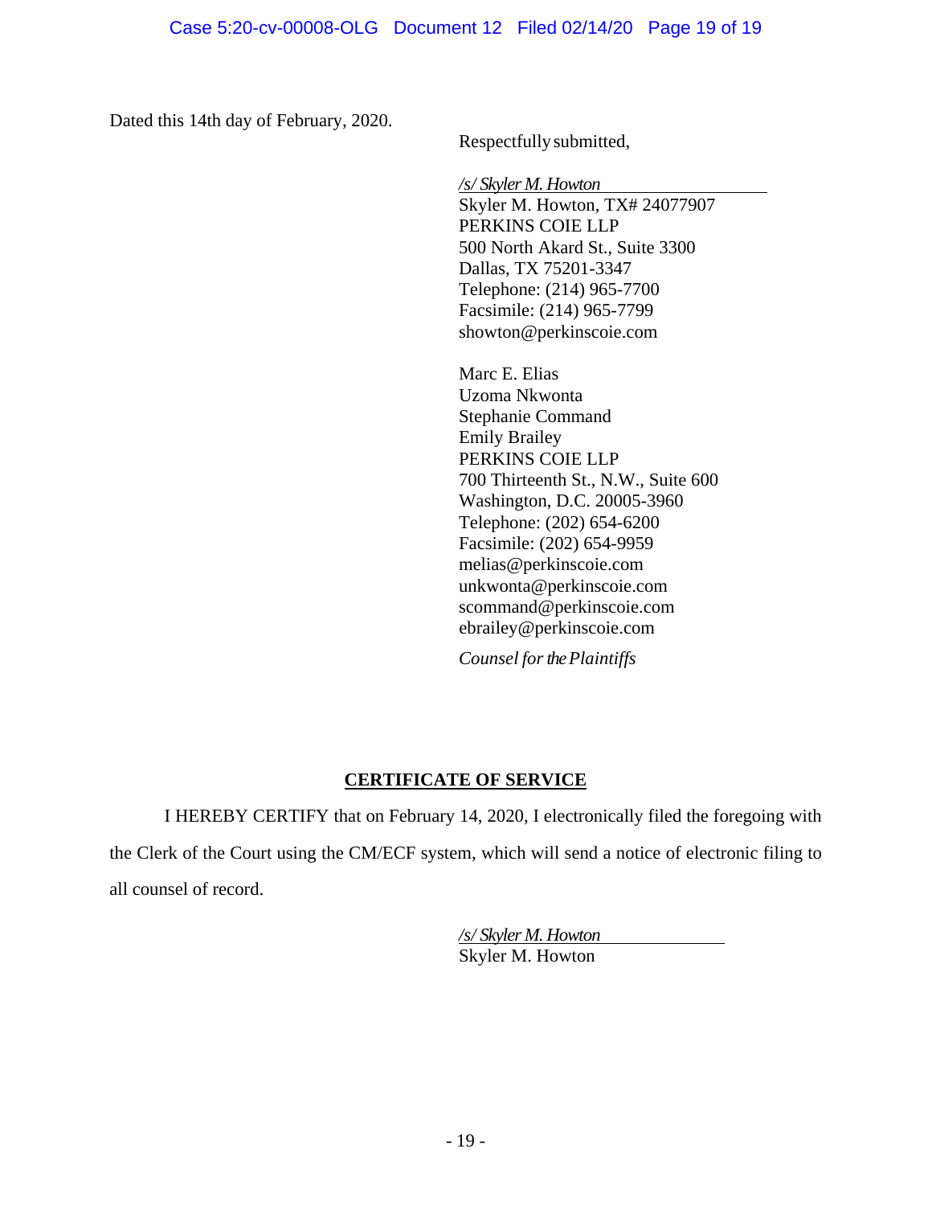Dated this 14th day of February, 2020.

Respectfully submitted,

*/s/ Skyler M. Howton*
Skyler M. Howton, TX# 24077907
PERKINS COIE LLP
500 North Akard St., Suite 3300
Dallas, TX 75201-3347
Telephone: (214) 965-7700
Facsimile: (214) 965-7799
showton@perkinscoie.com

Marc E. Elias
Uzoma Nkwonta
Stephanie Command
Emily Brailey
PERKINS COIE LLP
700 Thirteenth St., N.W., Suite 600
Washington, D.C. 20005-3960
Telephone: (202) 654-6200
Facsimile: (202) 654-9959
melias@perkinscoie.com
unkwonta@perkinscoie.com
scommand@perkinscoie.com
ebrailey@perkinscoie.com

*Counsel for the Plaintiffs*

**CERTIFICATE OF SERVICE**

I HEREBY CERTIFY that on February 14, 2020, I electronically filed the foregoing with the Clerk of the Court using the CM/ECF system, which will send a notice of electronic filing to all counsel of record.

*/s/ Skyler M. Howton*
Skyler M. Howton